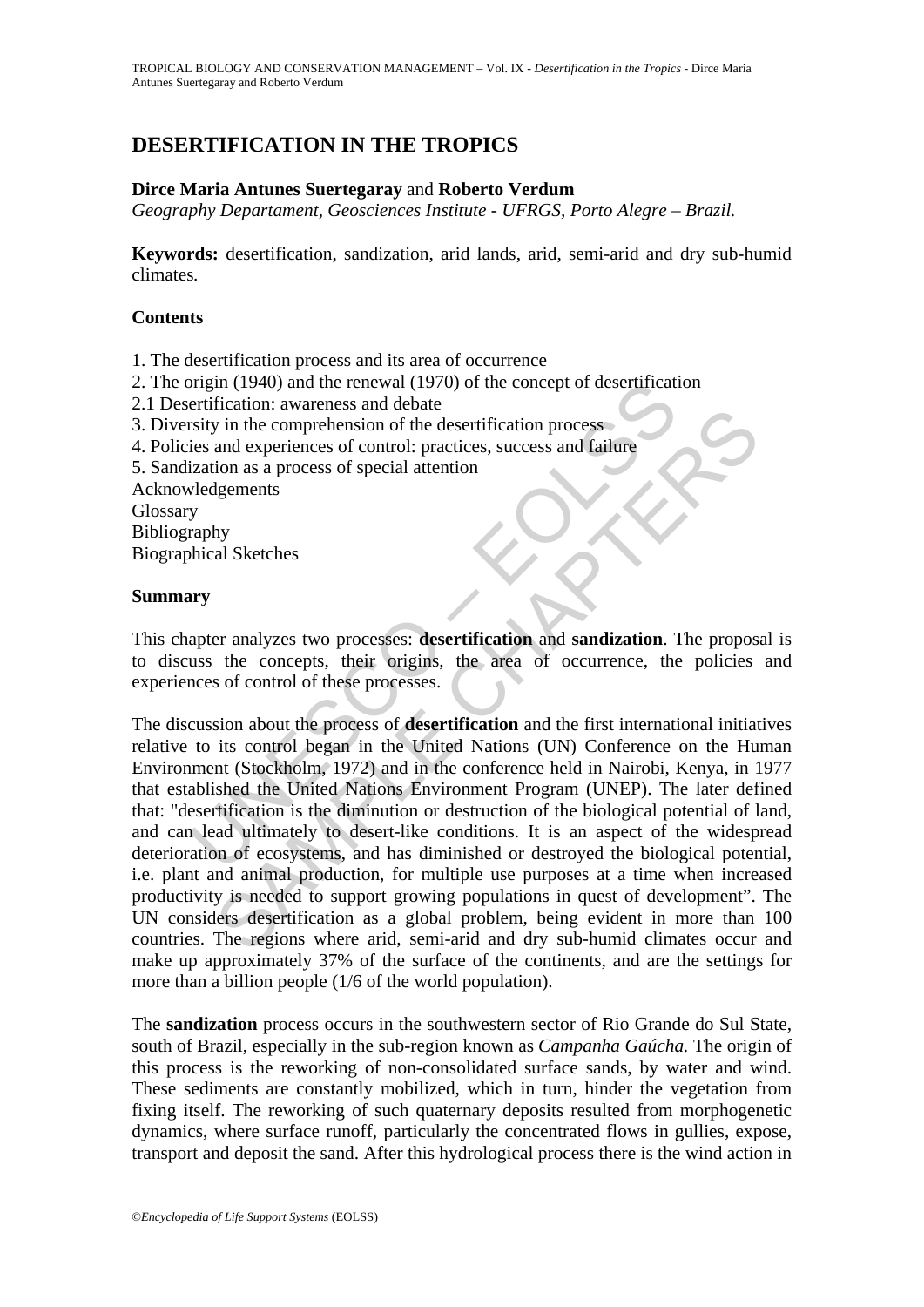# DESERTIFICATION IN THE TROPICS

**Dirce Maria Antunes Suertegaray** and **Roberto Verdum**

*Geography Departament, Geosciences Institute - UFRGS, Porto Alegre – Brazil.*

**Keywords:** desertification, sandization, arid lands, arid, semi-arid and dry sub-humid climates*.*

## Contents

1. The desertification process and its area of occurrence
2. The origin (1940) and the renewal (1970) of the concept of desertification
2.1 Desertification: awareness and debate
3. Diversity in the comprehension of the desertification process
4. Policies and experiences of control: practices, success and failure
5. Sandization as a process of special attention

Acknowledgements
Glossary
Bibliography
Biographical Sketches

## Summary

This chapter analyzes two processes: **desertification** and **sandization**. The proposal is to discuss the concepts, their origins, the area of occurrence, the policies and experiences of control of these processes.

The discussion about the process of **desertification** and the first international initiatives relative to its control began in the United Nations (UN) Conference on the Human Environment (Stockholm, 1972) and in the conference held in Nairobi, Kenya, in 1977 that established the United Nations Environment Program (UNEP). The later defined that: "desertification is the diminution or destruction of the biological potential of land, and can lead ultimately to desert-like conditions. It is an aspect of the widespread deterioration of ecosystems, and has diminished or destroyed the biological potential, i.e. plant and animal production, for multiple use purposes at a time when increased productivity is needed to support growing populations in quest of development". The UN considers desertification as a global problem, being evident in more than 100 countries. The regions where arid, semi-arid and dry sub-humid climates occur and make up approximately 37% of the surface of the continents, and are the settings for more than a billion people (1/6 of the world population).

The **sandization** process occurs in the southwestern sector of Rio Grande do Sul State, south of Brazil, especially in the sub-region known as *Campanha Gaúcha.* The origin of this process is the reworking of non-consolidated surface sands, by water and wind. These sediments are constantly mobilized, which in turn, hinder the vegetation from fixing itself. The reworking of such quaternary deposits resulted from morphogenetic dynamics, where surface runoff, particularly the concentrated flows in gullies, expose, transport and deposit the sand. After this hydrological process there is the wind action in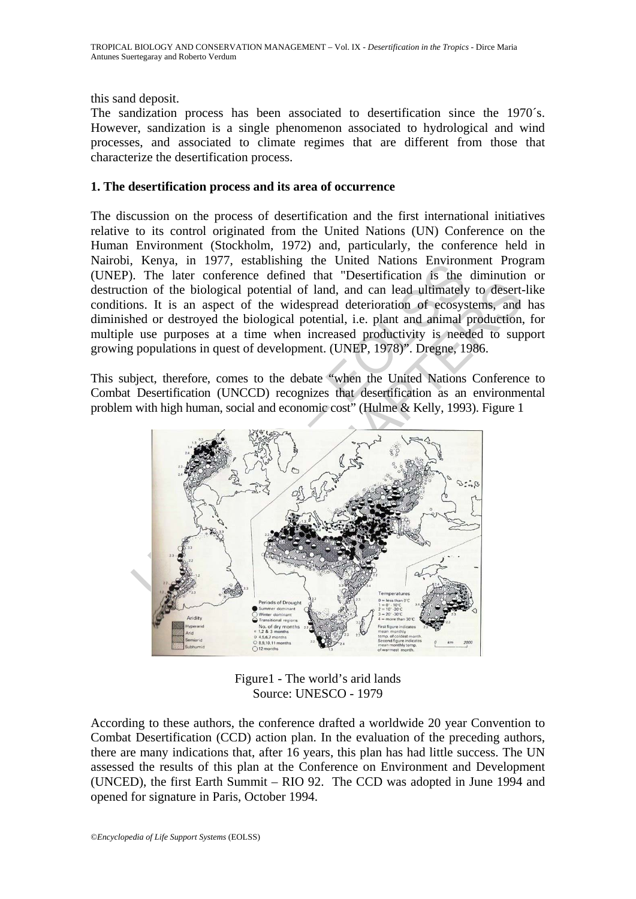this sand deposit.

The sandization process has been associated to desertification since the 1970´s. However, sandization is a single phenomenon associated to hydrological and wind processes, and associated to climate regimes that are different from those that characterize the desertification process.

## 1. The desertification process and its area of occurrence

The discussion on the process of desertification and the first international initiatives relative to its control originated from the United Nations (UN) Conference on the Human Environment (Stockholm, 1972) and, particularly, the conference held in Nairobi, Kenya, in 1977, establishing the United Nations Environment Program (UNEP). The later conference defined that "Desertification is the diminution or destruction of the biological potential of land, and can lead ultimately to desert-like conditions. It is an aspect of the widespread deterioration of ecosystems, and has diminished or destroyed the biological potential, i.e. plant and animal production, for multiple use purposes at a time when increased productivity is needed to support growing populations in quest of development. (UNEP, 1978)". Dregne, 1986.

This subject, therefore, comes to the debate "when the United Nations Conference to Combat Desertification (UNCCD) recognizes that desertification as an environmental problem with high human, social and economic cost" (Hulme & Kelly, 1993). Figure 1

Figure1 - The world's arid lands
Source: UNESCO - 1979

According to these authors, the conference drafted a worldwide 20 year Convention to Combat Desertification (CCD) action plan. In the evaluation of the preceding authors, there are many indications that, after 16 years, this plan has had little success. The UN assessed the results of this plan at the Conference on Environment and Development (UNCED), the first Earth Summit – RIO 92. The CCD was adopted in June 1994 and opened for signature in Paris, October 1994.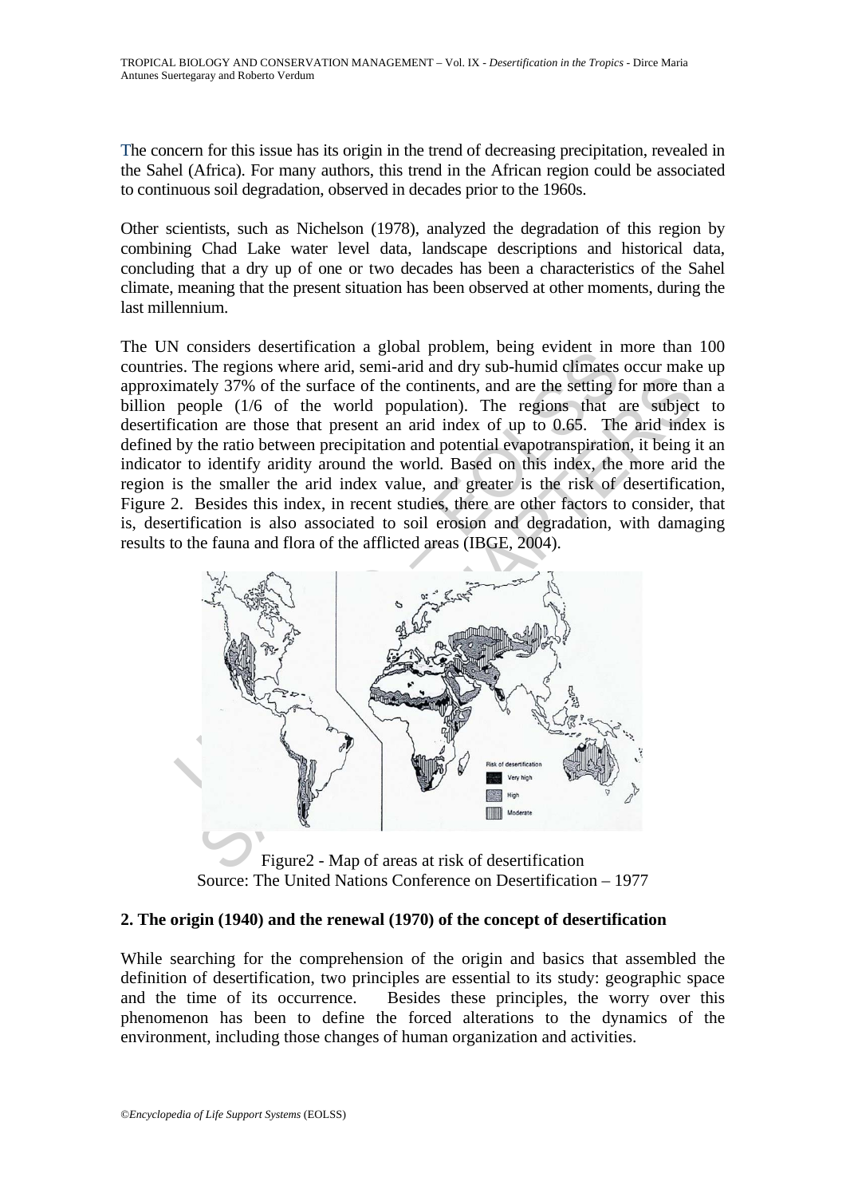The concern for this issue has its origin in the trend of decreasing precipitation, revealed in the Sahel (Africa). For many authors, this trend in the African region could be associated to continuous soil degradation, observed in decades prior to the 1960s.

Other scientists, such as Nichelson (1978), analyzed the degradation of this region by combining Chad Lake water level data, landscape descriptions and historical data, concluding that a dry up of one or two decades has been a characteristics of the Sahel climate, meaning that the present situation has been observed at other moments, during the last millennium.

The UN considers desertification a global problem, being evident in more than 100 countries. The regions where arid, semi-arid and dry sub-humid climates occur make up approximately 37% of the surface of the continents, and are the setting for more than a billion people (1/6 of the world population). The regions that are subject to desertification are those that present an arid index of up to 0.65. The arid index is defined by the ratio between precipitation and potential evapotranspiration, it being it an indicator to identify aridity around the world. Based on this index, the more arid the region is the smaller the arid index value, and greater is the risk of desertification, Figure 2. Besides this index, in recent studies, there are other factors to consider, that is, desertification is also associated to soil erosion and degradation, with damaging results to the fauna and flora of the afflicted areas (IBGE, 2004).

Figure2 - Map of areas at risk of desertification
Source: The United Nations Conference on Desertification – 1977

## 2. The origin (1940) and the renewal (1970) of the concept of desertification

While searching for the comprehension of the origin and basics that assembled the definition of desertification, two principles are essential to its study: geographic space and the time of its occurrence. Besides these principles, the worry over this phenomenon has been to define the forced alterations to the dynamics of the environment, including those changes of human organization and activities.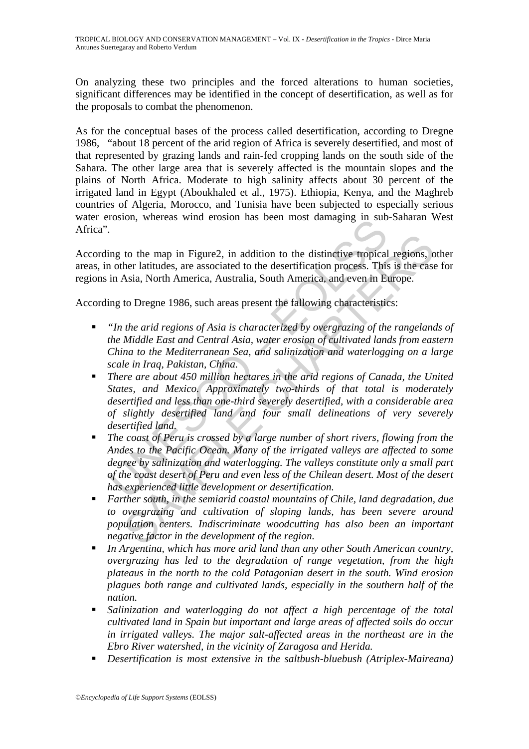On analyzing these two principles and the forced alterations to human societies, significant differences may be identified in the concept of desertification, as well as for the proposals to combat the phenomenon.

As for the conceptual bases of the process called desertification, according to Dregne 1986, "about 18 percent of the arid region of Africa is severely desertified, and most of that represented by grazing lands and rain-fed cropping lands on the south side of the Sahara. The other large area that is severely affected is the mountain slopes and the plains of North Africa. Moderate to high salinity affects about 30 percent of the irrigated land in Egypt (Aboukhaled et al., 1975). Ethiopia, Kenya, and the Maghreb countries of Algeria, Morocco, and Tunisia have been subjected to especially serious water erosion, whereas wind erosion has been most damaging in sub-Saharan West Africa".

According to the map in Figure2, in addition to the distinctive tropical regions, other areas, in other latitudes, are associated to the desertification process. This is the case for regions in Asia, North America, Australia, South America, and even in Europe.

According to Dregne 1986, such areas present the fallowing characteristics:

- *"In the arid regions of Asia is characterized by overgrazing of the rangelands of the Middle East and Central Asia, water erosion of cultivated lands from eastern China to the Mediterranean Sea, and salinization and waterlogging on a large scale in Iraq, Pakistan, China.*
- *There are about 450 million hectares in the arid regions of Canada, the United States, and Mexico. Approximately two-thirds of that total is moderately desertified and less than one-third severely desertified, with a considerable area of slightly desertified land and four small delineations of very severely desertified land.*
- *The coast of Peru is crossed by a large number of short rivers, flowing from the Andes to the Pacific Ocean. Many of the irrigated valleys are affected to some degree by salinization and waterlogging. The valleys constitute only a small part of the coast desert of Peru and even less of the Chilean desert. Most of the desert has experienced little development or desertification.*
- *Farther south, in the semiarid coastal mountains of Chile, land degradation, due to overgrazing and cultivation of sloping lands, has been severe around population centers. Indiscriminate woodcutting has also been an important negative factor in the development of the region.*
- *In Argentina, which has more arid land than any other South American country, overgrazing has led to the degradation of range vegetation, from the high plateaus in the north to the cold Patagonian desert in the south. Wind erosion plagues both range and cultivated lands, especially in the southern half of the nation.*
- *Salinization and waterlogging do not affect a high percentage of the total cultivated land in Spain but important and large areas of affected soils do occur in irrigated valleys. The major salt-affected areas in the northeast are in the Ebro River watershed, in the vicinity of Zaragosa and Herida.*
- *Desertification is most extensive in the saltbush-bluebush (Atriplex-Maireana)*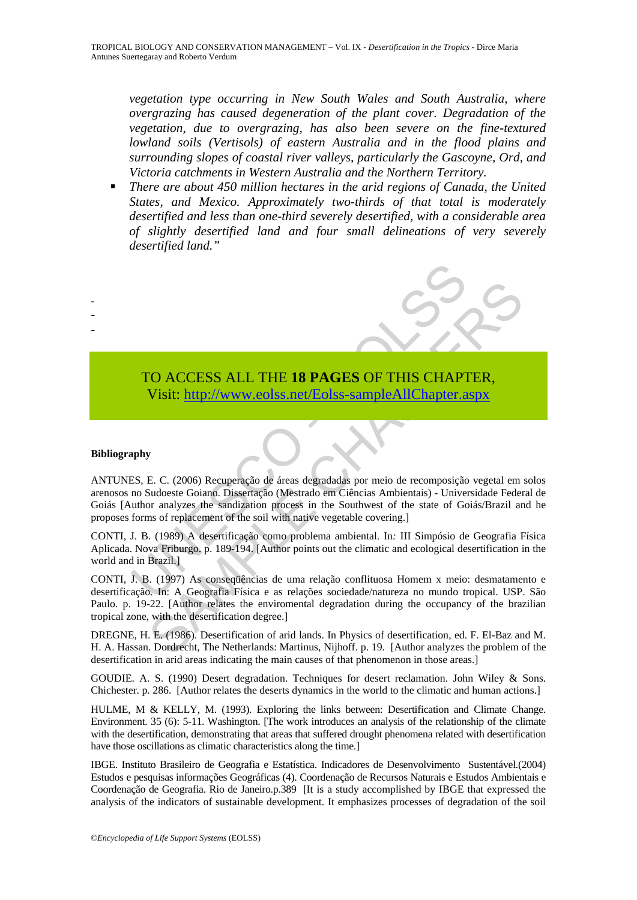*vegetation type occurring in New South Wales and South Australia, where overgrazing has caused degeneration of the plant cover. Degradation of the vegetation, due to overgrazing, has also been severe on the fine-textured lowland soils (Vertisols) of eastern Australia and in the flood plains and surrounding slopes of coastal river valleys, particularly the Gascoyne, Ord, and Victoria catchments in Western Australia and the Northern Territory.*

- *There are about 450 million hectares in the arid regions of Canada, the United States, and Mexico. Approximately two-thirds of that total is moderately desertified and less than one-third severely desertified, with a considerable area of slightly desertified land and four small delineations of very severely desertified land."*

-
-
-

TO ACCESS ALL THE **18 PAGES** OF THIS CHAPTER,
Visit: http://www.eolss.net/Eolss-sampleAllChapter.aspx

**Bibliography**

ANTUNES, E. C. (2006) Recuperação de áreas degradadas por meio de recomposição vegetal em solos arenosos no Sudoeste Goiano. Dissertação (Mestrado em Ciências Ambientais) - Universidade Federal de Goiás [Author analyzes the sandization process in the Southwest of the state of Goiás/Brazil and he proposes forms of replacement of the soil with native vegetable covering.]

CONTI, J. B. (1989) A desertificação como problema ambiental. In*:* III Simpósio de Geografia Física Aplicada. Nova Friburgo. p. 189-194. [Author points out the climatic and ecological desertification in the world and in Brazil.]

CONTI, J. B. (1997) As conseqüências de uma relação conflituosa Homem x meio: desmatamento e desertificação. In: A Geografia Física e as relações sociedade/natureza no mundo tropical. USP. São Paulo. p. 19-22. [Author relates the enviromental degradation during the occupancy of the brazilian tropical zone, with the desertification degree.]

DREGNE, H. E. (1986). Desertification of arid lands. In Physics of desertification, ed. F. El-Baz and M. H. A. Hassan. Dordrecht, The Netherlands: Martinus, Nijhoff. p. 19. [Author analyzes the problem of the desertification in arid areas indicating the main causes of that phenomenon in those areas.]

GOUDIE. A. S. (1990) Desert degradation. Techniques for desert reclamation. John Wiley & Sons. Chichester. p. 286. [Author relates the deserts dynamics in the world to the climatic and human actions.]

HULME, M & KELLY, M. (1993). Exploring the links between: Desertification and Climate Change. Environment. 35 (6): 5-11. Washington. [The work introduces an analysis of the relationship of the climate with the desertification, demonstrating that areas that suffered drought phenomena related with desertification have those oscillations as climatic characteristics along the time.]

IBGE. Instituto Brasileiro de Geografia e Estatística. Indicadores de Desenvolvimento Sustentável.(2004) Estudos e pesquisas informações Geográficas (4). Coordenação de Recursos Naturais e Estudos Ambientais e Coordenação de Geografia. Rio de Janeiro.p.389 [It is a study accomplished by IBGE that expressed the analysis of the indicators of sustainable development. It emphasizes processes of degradation of the soil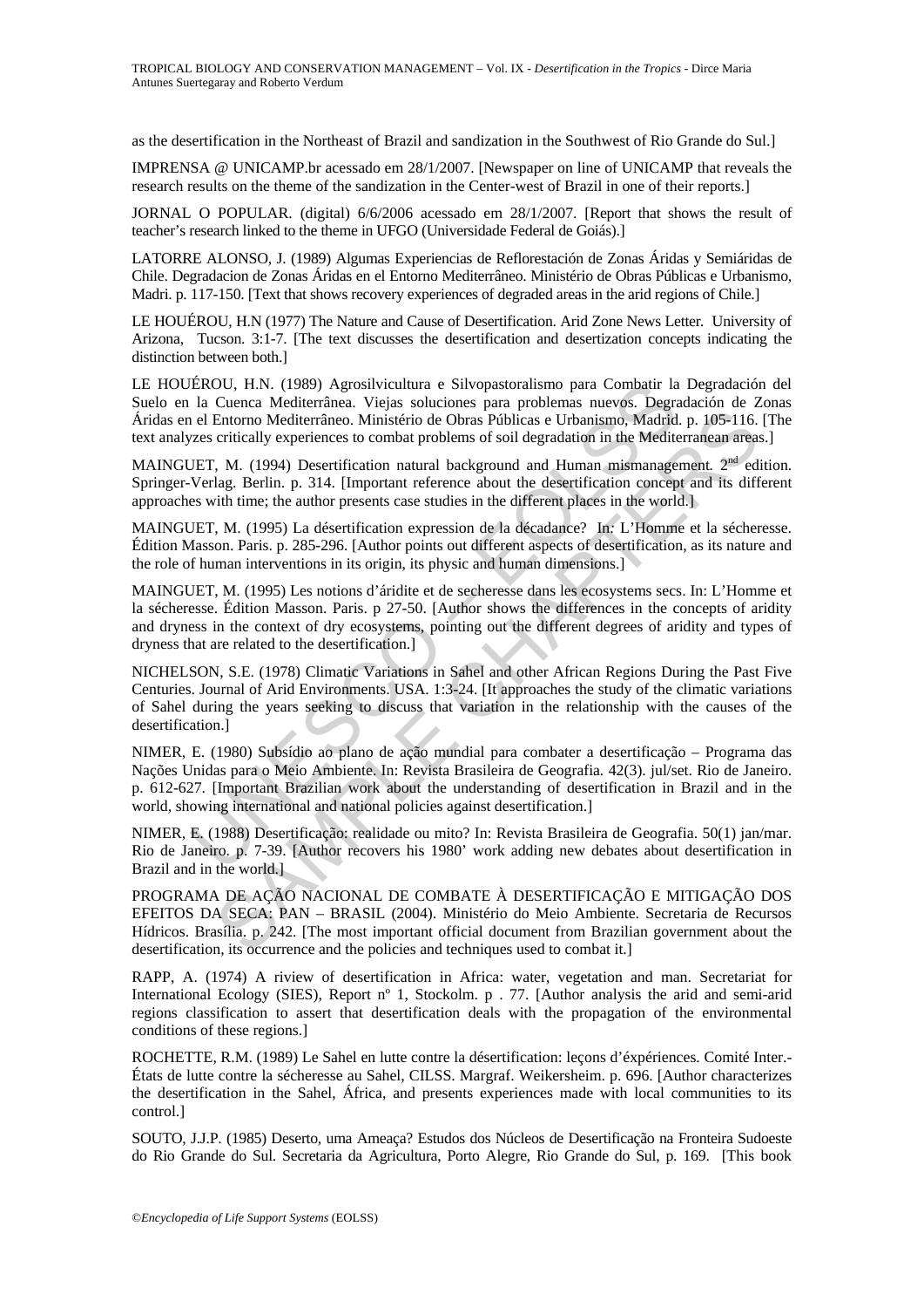as the desertification in the Northeast of Brazil and sandization in the Southwest of Rio Grande do Sul.]

IMPRENSA @ UNICAMP.br acessado em 28/1/2007. [Newspaper on line of UNICAMP that reveals the research results on the theme of the sandization in the Center-west of Brazil in one of their reports.]

JORNAL O POPULAR. (digital) 6/6/2006 acessado em 28/1/2007. [Report that shows the result of teacher's research linked to the theme in UFGO (Universidade Federal de Goiás).]

LATORRE ALONSO, J. (1989) Algumas Experiencias de Reflorestación de Zonas Áridas y Semiáridas de Chile. Degradacion de Zonas Áridas en el Entorno Mediterrâneo. Ministério de Obras Públicas e Urbanismo, Madri. p. 117-150. [Text that shows recovery experiences of degraded areas in the arid regions of Chile.]

LE HOUÉROU, H.N (1977) The Nature and Cause of Desertification. Arid Zone News Letter. University of Arizona, Tucson. 3:1-7. [The text discusses the desertification and desertization concepts indicating the distinction between both.]

LE HOUÉROU, H.N. (1989) Agrosilvicultura e Silvopastoralismo para Combatir la Degradación del Suelo en la Cuenca Mediterrânea. Viejas soluciones para problemas nuevos. Degradación de Zonas Áridas en el Entorno Mediterrâneo. Ministério de Obras Públicas e Urbanismo, Madrid. p. 105-116. [The text analyzes critically experiences to combat problems of soil degradation in the Mediterranean areas.]

MAINGUET, M. (1994) Desertification natural background and Human mismanagement. 2nd edition. Springer-Verlag. Berlin. p. 314. [Important reference about the desertification concept and its different approaches with time; the author presents case studies in the different places in the world.]

MAINGUET, M. (1995) La désertification expression de la décadance? In: L'Homme et la sécheresse. Édition Masson. Paris. p. 285-296. [Author points out different aspects of desertification, as its nature and the role of human interventions in its origin, its physic and human dimensions.]

MAINGUET, M. (1995) Les notions d'áridite et de secheresse dans les ecosystems secs. In: L'Homme et la sécheresse. Édition Masson. Paris. p 27-50. [Author shows the differences in the concepts of aridity and dryness in the context of dry ecosystems, pointing out the different degrees of aridity and types of dryness that are related to the desertification.]

NICHELSON, S.E. (1978) Climatic Variations in Sahel and other African Regions During the Past Five Centuries. Journal of Arid Environments. USA. 1:3-24. [It approaches the study of the climatic variations of Sahel during the years seeking to discuss that variation in the relationship with the causes of the desertification.]

NIMER, E. (1980) Subsídio ao plano de ação mundial para combater a desertificação – Programa das Nações Unidas para o Meio Ambiente. In: Revista Brasileira de Geografia. 42(3). jul/set. Rio de Janeiro. p. 612-627. [Important Brazilian work about the understanding of desertification in Brazil and in the world, showing international and national policies against desertification.]

NIMER, E. (1988) Desertificação: realidade ou mito? In: Revista Brasileira de Geografia. 50(1) jan/mar. Rio de Janeiro. p. 7-39. [Author recovers his 1980' work adding new debates about desertification in Brazil and in the world.]

PROGRAMA DE AÇÃO NACIONAL DE COMBATE À DESERTIFICAÇÃO E MITIGAÇÃO DOS EFEITOS DA SECA: PAN – BRASIL (2004). Ministério do Meio Ambiente. Secretaria de Recursos Hídricos. Brasília. p. 242. [The most important official document from Brazilian government about the desertification, its occurrence and the policies and techniques used to combat it.]

RAPP, A. (1974) A riview of desertification in Africa: water, vegetation and man. Secretariat for International Ecology (SIES), Report nº 1, Stockolm. p . 77. [Author analysis the arid and semi-arid regions classification to assert that desertification deals with the propagation of the environmental conditions of these regions.]

ROCHETTE, R.M. (1989) Le Sahel en lutte contre la désertification: leçons d'éxpériences. Comité Inter.-États de lutte contre la sécheresse au Sahel, CILSS. Margraf. Weikersheim. p. 696. [Author characterizes the desertification in the Sahel, África, and presents experiences made with local communities to its control.]

SOUTO, J.J.P. (1985) Deserto, uma Ameaça? Estudos dos Núcleos de Desertificação na Fronteira Sudoeste do Rio Grande do Sul. Secretaria da Agricultura, Porto Alegre, Rio Grande do Sul, p. 169. [This book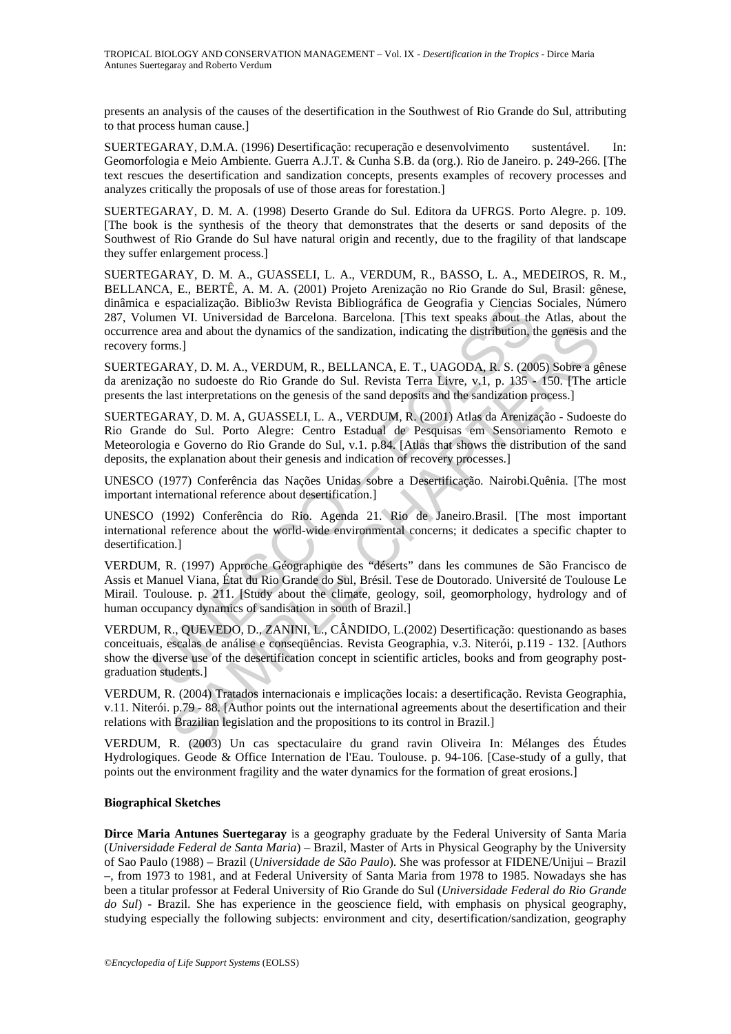presents an analysis of the causes of the desertification in the Southwest of Rio Grande do Sul, attributing to that process human cause.]

SUERTEGARAY, D.M.A. (1996) Desertificação: recuperação e desenvolvimento sustentável. In: Geomorfologia e Meio Ambiente. Guerra A.J.T. & Cunha S.B. da (org.). Rio de Janeiro. p. 249-266. [The text rescues the desertification and sandization concepts, presents examples of recovery processes and analyzes critically the proposals of use of those areas for forestation.]

SUERTEGARAY, D. M. A. (1998) Deserto Grande do Sul. Editora da UFRGS. Porto Alegre. p. 109. [The book is the synthesis of the theory that demonstrates that the deserts or sand deposits of the Southwest of Rio Grande do Sul have natural origin and recently, due to the fragility of that landscape they suffer enlargement process.]

SUERTEGARAY, D. M. A., GUASSELI, L. A., VERDUM, R., BASSO, L. A., MEDEIROS, R. M., BELLANCA, E., BERTÊ, A. M. A. (2001) Projeto Arenização no Rio Grande do Sul, Brasil: gênese, dinâmica e espacialização. Biblio3w Revista Bibliográfica de Geografia y Ciencias Sociales, Número 287, Volumen VI. Universidad de Barcelona. Barcelona. [This text speaks about the Atlas, about the occurrence area and about the dynamics of the sandization, indicating the distribution, the genesis and the recovery forms.]

SUERTEGARAY, D. M. A., VERDUM, R., BELLANCA, E. T., UAGODA, R. S. (2005) Sobre a gênese da arenização no sudoeste do Rio Grande do Sul. Revista Terra Livre, v.1, p. 135 - 150. [The article presents the last interpretations on the genesis of the sand deposits and the sandization process.]

SUERTEGARAY, D. M. A, GUASSELI, L. A., VERDUM, R. (2001) Atlas da Arenização - Sudoeste do Rio Grande do Sul. Porto Alegre: Centro Estadual de Pesquisas em Sensoriamento Remoto e Meteorologia e Governo do Rio Grande do Sul, v.1. p.84. [Atlas that shows the distribution of the sand deposits, the explanation about their genesis and indication of recovery processes.]

UNESCO (1977) Conferência das Nações Unidas sobre a Desertificação. Nairobi.Quênia. [The most important international reference about desertification.]

UNESCO (1992) Conferência do Rio. Agenda 21. Rio de Janeiro.Brasil. [The most important international reference about the world-wide environmental concerns; it dedicates a specific chapter to desertification.]

VERDUM, R. (1997) Approche Géographique des "déserts" dans les communes de São Francisco de Assis et Manuel Viana, État du Rio Grande do Sul, Brésil. Tese de Doutorado. Université de Toulouse Le Mirail. Toulouse. p. 211. [Study about the climate, geology, soil, geomorphology, hydrology and of human occupancy dynamics of sandisation in south of Brazil.]

VERDUM, R., QUEVEDO, D., ZANINI, L., CÂNDIDO, L.(2002) Desertificação: questionando as bases conceituais, escalas de análise e conseqüências. Revista Geographia, v.3. Niterói, p.119 - 132. [Authors show the diverse use of the desertification concept in scientific articles, books and from geography post-graduation students.]

VERDUM, R. (2004) Tratados internacionais e implicações locais: a desertificação. Revista Geographia, v.11. Niterói. p.79 - 88. [Author points out the international agreements about the desertification and their relations with Brazilian legislation and the propositions to its control in Brazil.]

VERDUM, R. (2003) Un cas spectaculaire du grand ravin Oliveira In: Mélanges des Études Hydrologiques. Geode & Office Internation de l'Eau. Toulouse. p. 94-106. [Case-study of a gully, that points out the environment fragility and the water dynamics for the formation of great erosions.]

**Biographical Sketches**

**Dirce Maria Antunes Suertegaray** is a geography graduate by the Federal University of Santa Maria (*Universidade Federal de Santa Maria*) – Brazil, Master of Arts in Physical Geography by the University of Sao Paulo (1988) – Brazil (*Universidade de São Paulo*). She was professor at FIDENE/Unijui – Brazil –, from 1973 to 1981, and at Federal University of Santa Maria from 1978 to 1985. Nowadays she has been a titular professor at Federal University of Rio Grande do Sul (*Universidade Federal do Rio Grande do Sul*) - Brazil. She has experience in the geoscience field, with emphasis on physical geography, studying especially the following subjects: environment and city, desertification/sandization, geography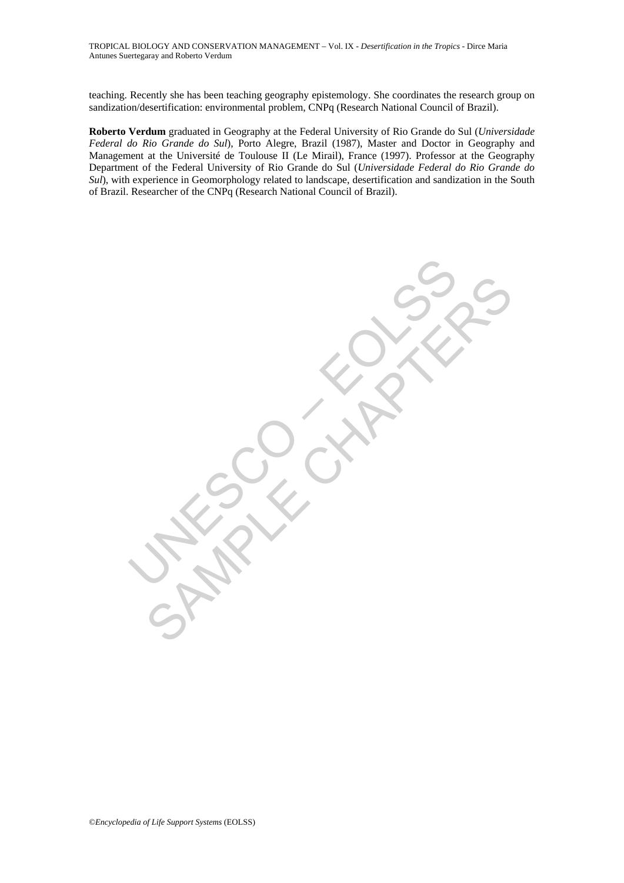teaching. Recently she has been teaching geography epistemology. She coordinates the research group on sandization/desertification: environmental problem, CNPq (Research National Council of Brazil).

**Roberto Verdum** graduated in Geography at the Federal University of Rio Grande do Sul (*Universidade Federal do Rio Grande do Sul*), Porto Alegre, Brazil (1987), Master and Doctor in Geography and Management at the Université de Toulouse II (Le Mirail), France (1997). Professor at the Geography Department of the Federal University of Rio Grande do Sul (*Universidade Federal do Rio Grande do Sul*), with experience in Geomorphology related to landscape, desertification and sandization in the South of Brazil. Researcher of the CNPq (Research National Council of Brazil).